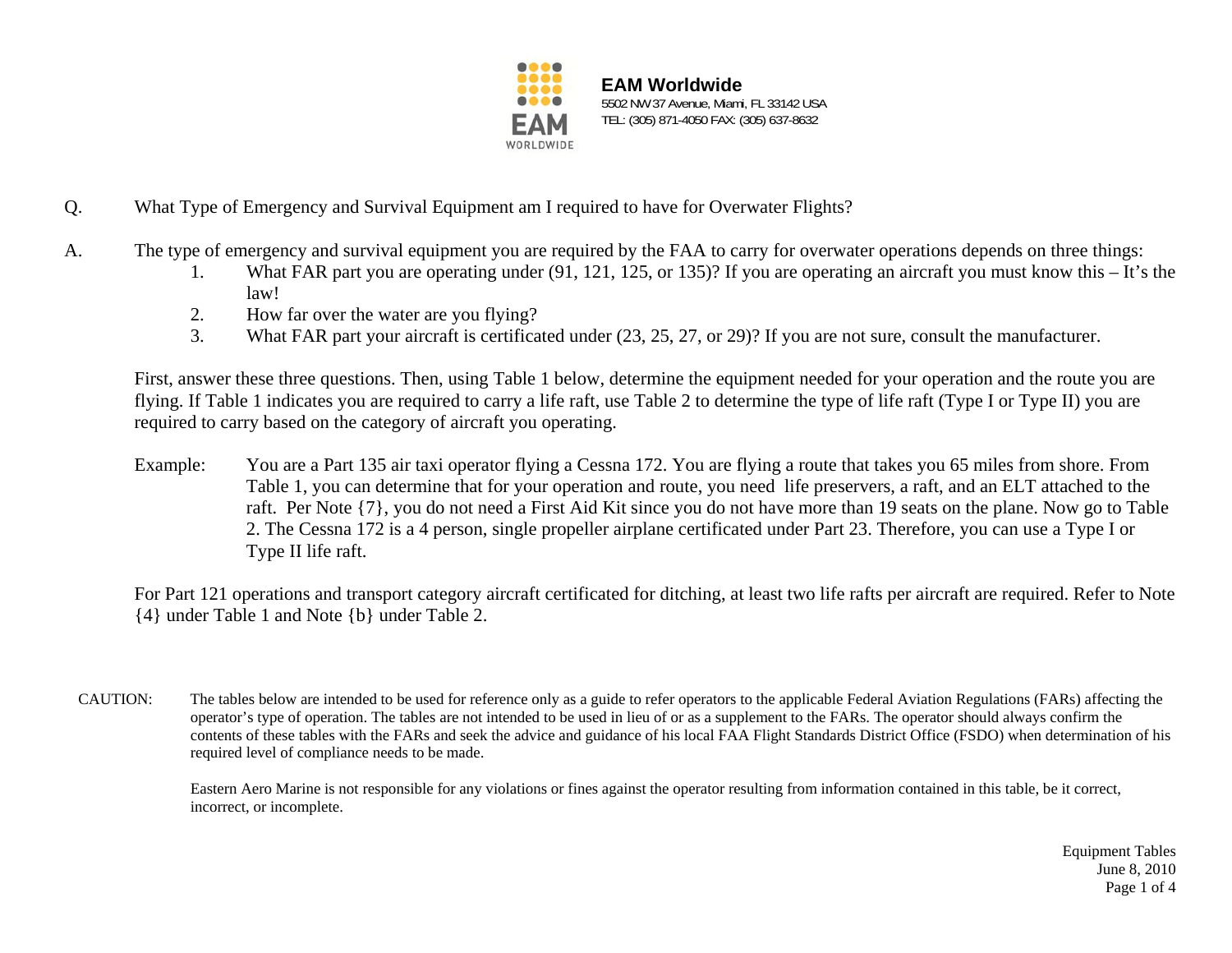**EAM Worldwide**
5502 NW 37 Avenue, Miami, FL 33142 USA
TEL: (305) 871-4050 FAX: (305) 637-8632

Q. What Type of Emergency and Survival Equipment am I required to have for Overwater Flights?

A. The type of emergency and survival equipment you are required by the FAA to carry for overwater operations depends on three things:

1. What FAR part you are operating under (91, 121, 125, or 135)? If you are operating an aircraft you must know this – It's the law!
2. How far over the water are you flying?
3. What FAR part your aircraft is certificated under (23, 25, 27, or 29)? If you are not sure, consult the manufacturer.

First, answer these three questions. Then, using Table 1 below, determine the equipment needed for your operation and the route you are flying. If Table 1 indicates you are required to carry a life raft, use Table 2 to determine the type of life raft (Type I or Type II) you are required to carry based on the category of aircraft you operating.

Example: You are a Part 135 air taxi operator flying a Cessna 172. You are flying a route that takes you 65 miles from shore. From Table 1, you can determine that for your operation and route, you need life preservers, a raft, and an ELT attached to the raft. Per Note {7}, you do not need a First Aid Kit since you do not have more than 19 seats on the plane. Now go to Table 2. The Cessna 172 is a 4 person, single propeller airplane certificated under Part 23. Therefore, you can use a Type I or Type II life raft.

For Part 121 operations and transport category aircraft certificated for ditching, at least two life rafts per aircraft are required. Refer to Note {4} under Table 1 and Note {b} under Table 2.

CAUTION: The tables below are intended to be used for reference only as a guide to refer operators to the applicable Federal Aviation Regulations (FARs) affecting the operator's type of operation. The tables are not intended to be used in lieu of or as a supplement to the FARs. The operator should always confirm the contents of these tables with the FARs and seek the advice and guidance of his local FAA Flight Standards District Office (FSDO) when determination of his required level of compliance needs to be made.

Eastern Aero Marine is not responsible for any violations or fines against the operator resulting from information contained in this table, be it correct, incorrect, or incomplete.

Equipment Tables
June 8, 2010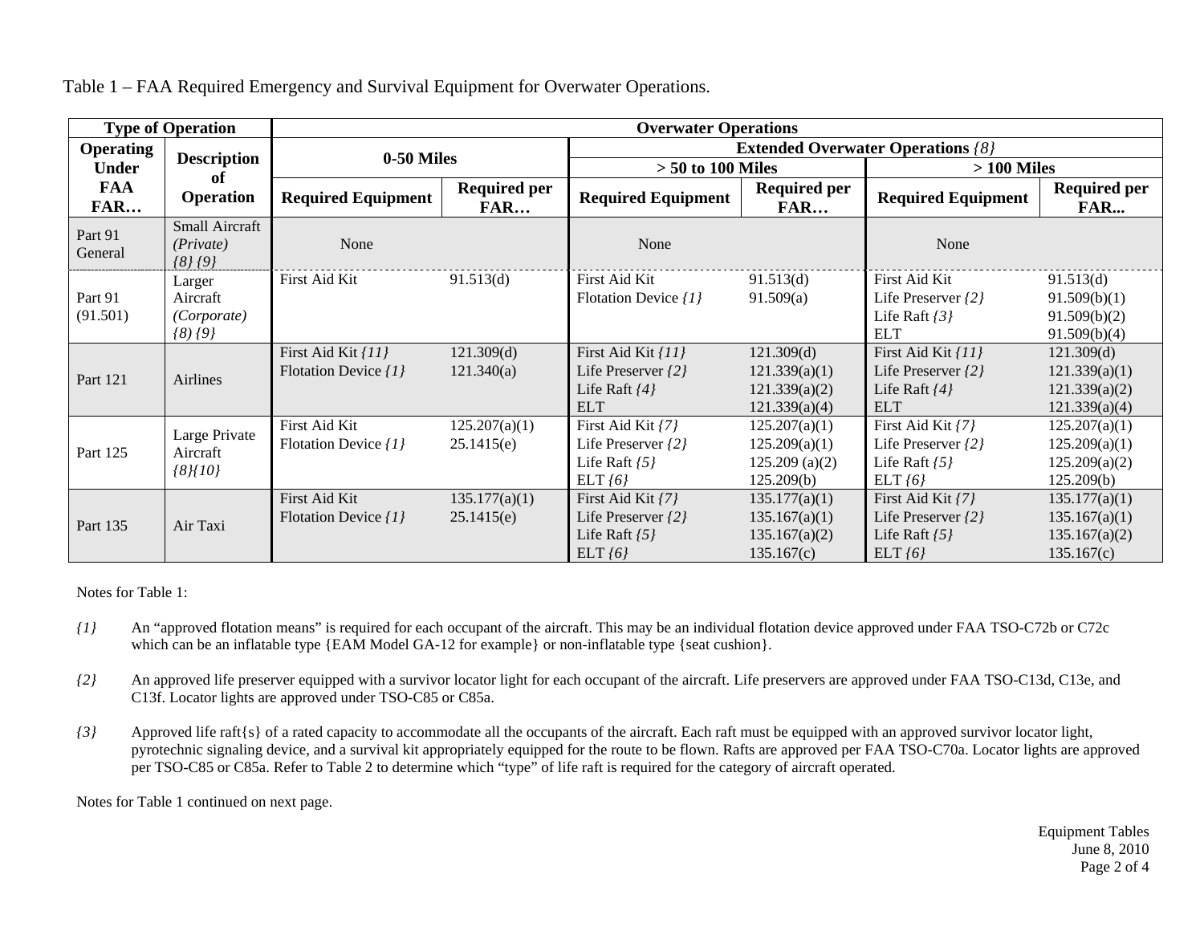Table 1 – FAA Required Emergency and Survival Equipment for Overwater Operations.

| Type of Operation | | Overwater Operations | | | | | |
|---|---|---|---|---|---|---|---|
| | | | | Extended Overwater Operations {8} | | | |
| Operating Under FAA FAR… | Description of Operation | 0-50 Miles | | > 50 to 100 Miles | | > 100 Miles | |
| | | Required Equipment | Required per FAR… | Required Equipment | Required per FAR… | Required Equipment | Required per FAR... |
| Part 91 General | Small Aircraft *(Private)* {8} {9} | None | | None | | None | |
| Part 91 (91.501) | Larger Aircraft *(Corporate)* {8} {9} | First Aid Kit | 91.513(d) | First Aid Kit<br>Flotation Device {1} | 91.513(d)<br>91.509(a) | First Aid Kit<br>Life Preserver {2}<br>Life Raft {3}<br>ELT | 91.513(d)<br>91.509(b)(1)<br>91.509(b)(2)<br>91.509(b)(4) |
| Part 121 | Airlines | First Aid Kit {11}<br>Flotation Device {1} | 121.309(d)<br>121.340(a) | First Aid Kit {11}<br>Life Preserver {2}<br>Life Raft {4}<br>ELT | 121.309(d)<br>121.339(a)(1)<br>121.339(a)(2)<br>121.339(a)(4) | First Aid Kit {11}<br>Life Preserver {2}<br>Life Raft {4}<br>ELT | 121.309(d)<br>121.339(a)(1)<br>121.339(a)(2)<br>121.339(a)(4) |
| Part 125 | Large Private Aircraft {8}{10} | First Aid Kit<br>Flotation Device {1} | 125.207(a)(1)<br>25.1415(e) | First Aid Kit {7}<br>Life Preserver {2}<br>Life Raft {5}<br>ELT {6} | 125.207(a)(1)<br>125.209(a)(1)<br>125.209 (a)(2)<br>125.209(b) | First Aid Kit {7}<br>Life Preserver {2}<br>Life Raft {5}<br>ELT {6} | 125.207(a)(1)<br>125.209(a)(1)<br>125.209(a)(2)<br>125.209(b) |
| Part 135 | Air Taxi | First Aid Kit<br>Flotation Device {1} | 135.177(a)(1)<br>25.1415(e) | First Aid Kit {7}<br>Life Preserver {2}<br>Life Raft {5}<br>ELT {6} | 135.177(a)(1)<br>135.167(a)(1)<br>135.167(a)(2)<br>135.167(c) | First Aid Kit {7}<br>Life Preserver {2}<br>Life Raft {5}<br>ELT {6} | 135.177(a)(1)<br>135.167(a)(1)<br>135.167(a)(2)<br>135.167(c) |

Notes for Table 1:

*{1}* An "approved flotation means" is required for each occupant of the aircraft. This may be an individual flotation device approved under FAA TSO-C72b or C72c which can be an inflatable type {EAM Model GA-12 for example} or non-inflatable type {seat cushion}.

*{2}* An approved life preserver equipped with a survivor locator light for each occupant of the aircraft. Life preservers are approved under FAA TSO-C13d, C13e, and C13f. Locator lights are approved under TSO-C85 or C85a.

*{3}* Approved life raft{s} of a rated capacity to accommodate all the occupants of the aircraft. Each raft must be equipped with an approved survivor locator light, pyrotechnic signaling device, and a survival kit appropriately equipped for the route to be flown. Rafts are approved per FAA TSO-C70a. Locator lights are approved per TSO-C85 or C85a. Refer to Table 2 to determine which "type" of life raft is required for the category of aircraft operated.

Notes for Table 1 continued on next page.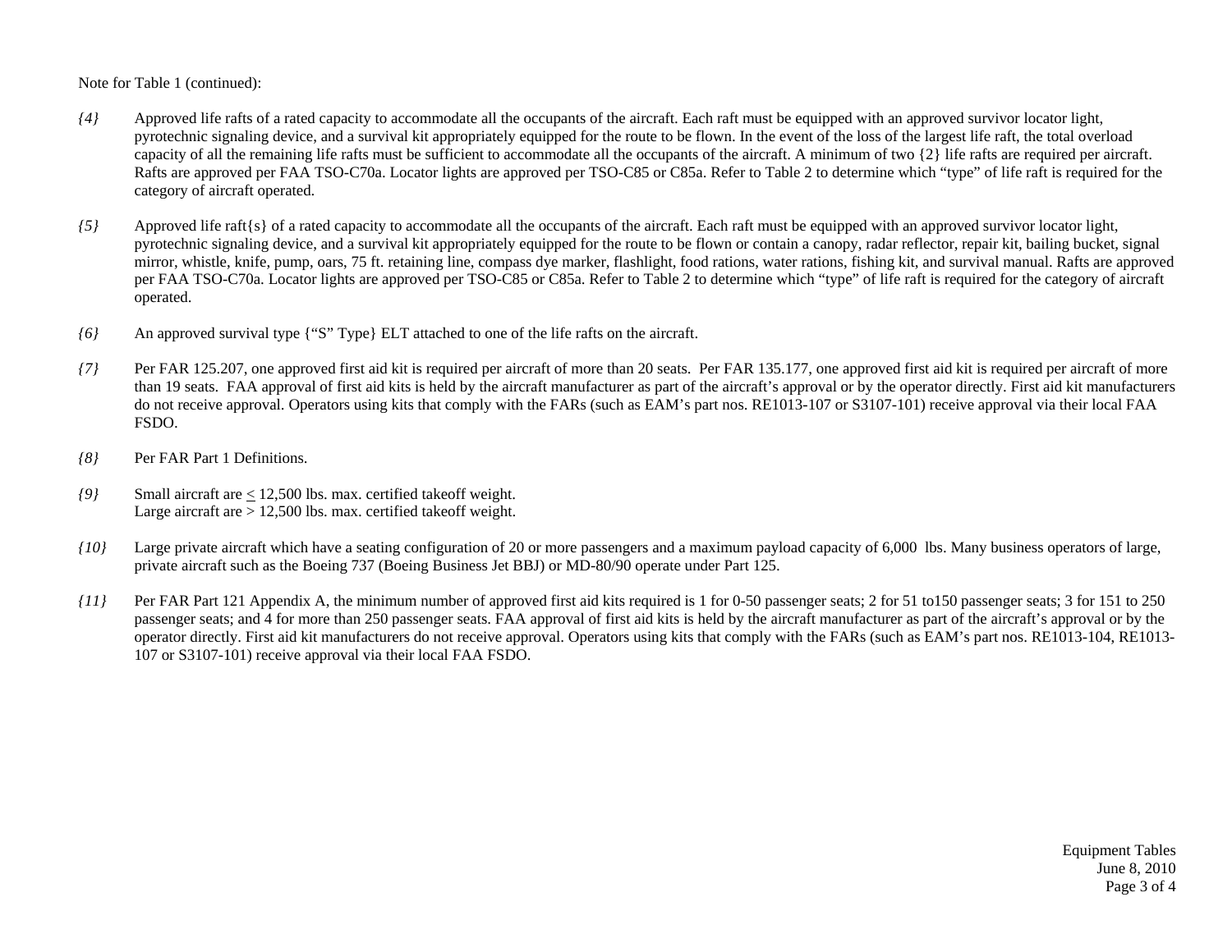Note for Table 1 (continued):

*{4}* Approved life rafts of a rated capacity to accommodate all the occupants of the aircraft. Each raft must be equipped with an approved survivor locator light, pyrotechnic signaling device, and a survival kit appropriately equipped for the route to be flown. In the event of the loss of the largest life raft, the total overload capacity of all the remaining life rafts must be sufficient to accommodate all the occupants of the aircraft. A minimum of two {2} life rafts are required per aircraft. Rafts are approved per FAA TSO-C70a. Locator lights are approved per TSO-C85 or C85a. Refer to Table 2 to determine which "type" of life raft is required for the category of aircraft operated.

*{5}* Approved life raft{s} of a rated capacity to accommodate all the occupants of the aircraft. Each raft must be equipped with an approved survivor locator light, pyrotechnic signaling device, and a survival kit appropriately equipped for the route to be flown or contain a canopy, radar reflector, repair kit, bailing bucket, signal mirror, whistle, knife, pump, oars, 75 ft. retaining line, compass dye marker, flashlight, food rations, water rations, fishing kit, and survival manual. Rafts are approved per FAA TSO-C70a. Locator lights are approved per TSO-C85 or C85a. Refer to Table 2 to determine which "type" of life raft is required for the category of aircraft operated.

*{6}* An approved survival type {"S" Type} ELT attached to one of the life rafts on the aircraft.

*{7}* Per FAR 125.207, one approved first aid kit is required per aircraft of more than 20 seats. Per FAR 135.177, one approved first aid kit is required per aircraft of more than 19 seats. FAA approval of first aid kits is held by the aircraft manufacturer as part of the aircraft's approval or by the operator directly. First aid kit manufacturers do not receive approval. Operators using kits that comply with the FARs (such as EAM's part nos. RE1013-107 or S3107-101) receive approval via their local FAA FSDO.

*{8}* Per FAR Part 1 Definitions.

*{9}* Small aircraft are $\leq$ 12,500 lbs. max. certified takeoff weight.
Large aircraft are > 12,500 lbs. max. certified takeoff weight.

*{10}* Large private aircraft which have a seating configuration of 20 or more passengers and a maximum payload capacity of 6,000 lbs. Many business operators of large, private aircraft such as the Boeing 737 (Boeing Business Jet BBJ) or MD-80/90 operate under Part 125.

*{11}* Per FAR Part 121 Appendix A, the minimum number of approved first aid kits required is 1 for 0-50 passenger seats; 2 for 51 to150 passenger seats; 3 for 151 to 250 passenger seats; and 4 for more than 250 passenger seats. FAA approval of first aid kits is held by the aircraft manufacturer as part of the aircraft's approval or by the operator directly. First aid kit manufacturers do not receive approval. Operators using kits that comply with the FARs (such as EAM's part nos. RE1013-104, RE1013-107 or S3107-101) receive approval via their local FAA FSDO.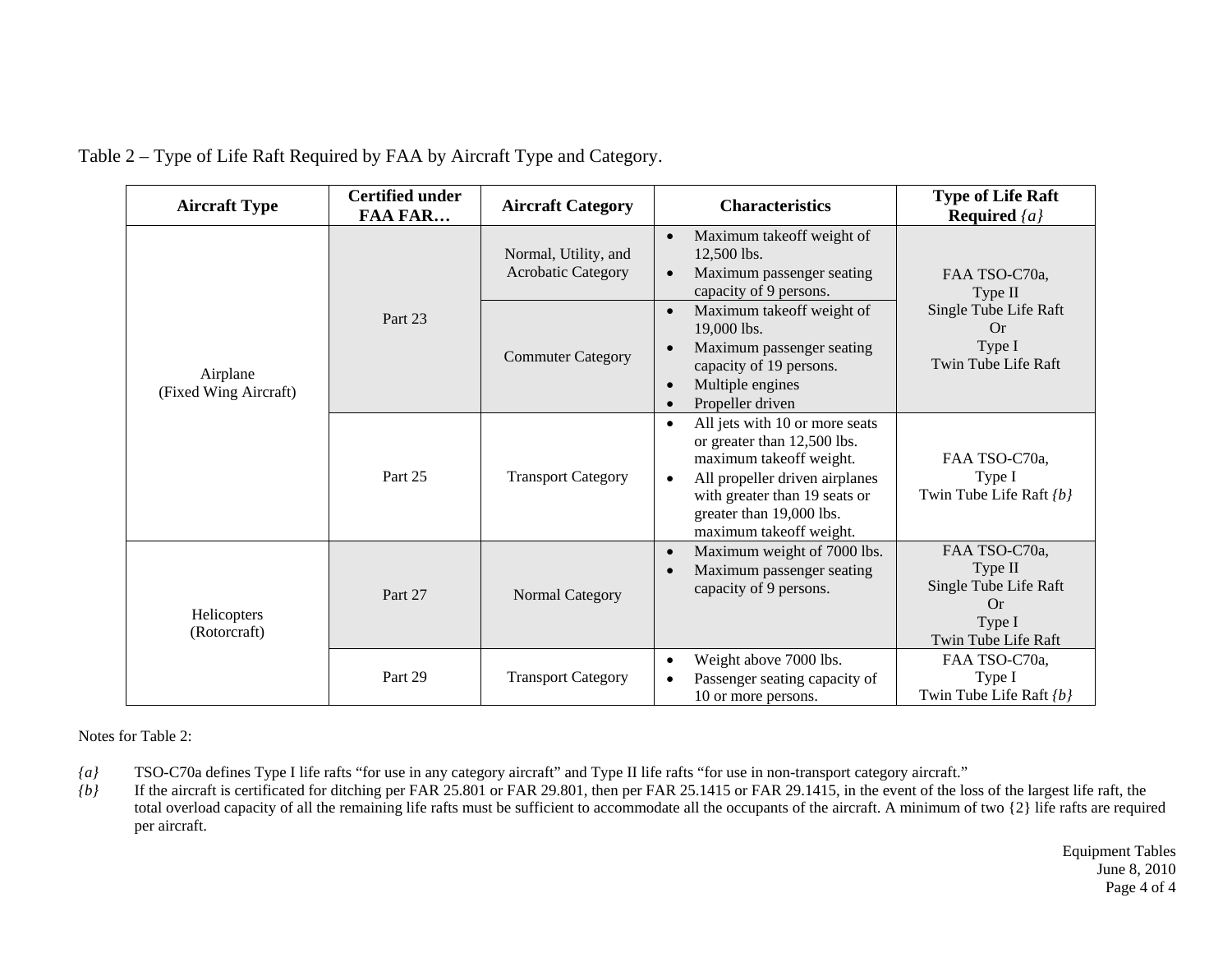Table 2 – Type of Life Raft Required by FAA by Aircraft Type and Category.

| Aircraft Type | Certified under FAA FAR… | Aircraft Category | Characteristics | Type of Life Raft Required *{a}* |
|---|---|---|---|---|
| Airplane (Fixed Wing Aircraft) | Part 23 | Normal, Utility, and Acrobatic Category | • Maximum takeoff weight of 12,500 lbs.<br>• Maximum passenger seating capacity of 9 persons. | FAA TSO-C70a, Type II Single Tube Life Raft Or Type I Twin Tube Life Raft |
| | | Commuter Category | • Maximum takeoff weight of 19,000 lbs.<br>• Maximum passenger seating capacity of 19 persons.<br>• Multiple engines<br>• Propeller driven | |
| | Part 25 | Transport Category | • All jets with 10 or more seats or greater than 12,500 lbs. maximum takeoff weight.<br>• All propeller driven airplanes with greater than 19 seats or greater than 19,000 lbs. maximum takeoff weight. | FAA TSO-C70a, Type I Twin Tube Life Raft *{b}* |
| Helicopters (Rotorcraft) | Part 27 | Normal Category | • Maximum weight of 7000 lbs.<br>• Maximum passenger seating capacity of 9 persons. | FAA TSO-C70a, Type II Single Tube Life Raft Or Type I Twin Tube Life Raft |
| | Part 29 | Transport Category | • Weight above 7000 lbs.<br>• Passenger seating capacity of 10 or more persons. | FAA TSO-C70a, Type I Twin Tube Life Raft *{b}* |

Notes for Table 2:

*{a}* TSO-C70a defines Type I life rafts "for use in any category aircraft" and Type II life rafts "for use in non-transport category aircraft."

*{b}* If the aircraft is certificated for ditching per FAR 25.801 or FAR 29.801, then per FAR 25.1415 or FAR 29.1415, in the event of the loss of the largest life raft, the total overload capacity of all the remaining life rafts must be sufficient to accommodate all the occupants of the aircraft. A minimum of two {2} life rafts are required per aircraft.

Equipment Tables
June 8, 2010